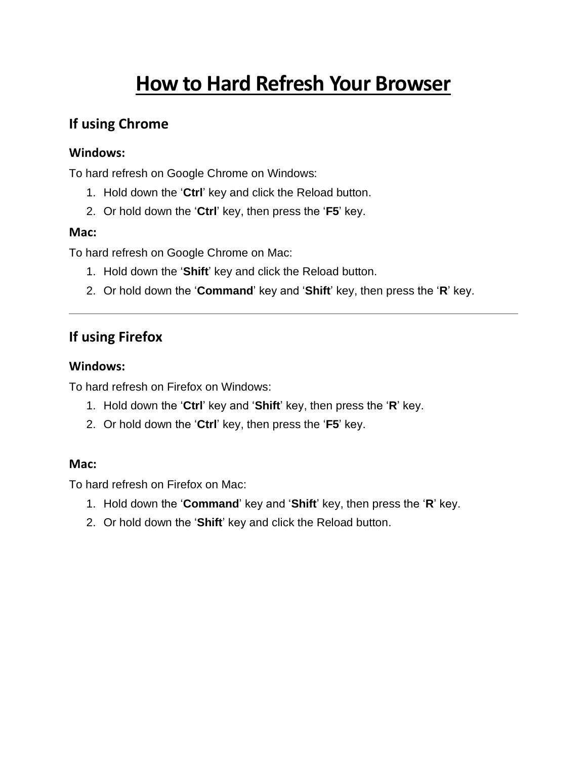# How to Hard Refresh Your Browser

## If using Chrome

### Windows:

To hard refresh on Google Chrome on Windows:

1. Hold down the ‘**Ctrl**’ key and click the Reload button.
2. Or hold down the ‘**Ctrl**’ key, then press the ‘**F5**’ key.

### Mac:

To hard refresh on Google Chrome on Mac:

1. Hold down the ‘**Shift**’ key and click the Reload button.
2. Or hold down the ‘**Command**’ key and ‘**Shift**’ key, then press the ‘**R**’ key.

---

## If using Firefox

### Windows:

To hard refresh on Firefox on Windows:

1. Hold down the ‘**Ctrl**’ key and ‘**Shift**’ key, then press the ‘**R**’ key.
2. Or hold down the ‘**Ctrl**’ key, then press the ‘**F5**’ key.

### Mac:

To hard refresh on Firefox on Mac:

1. Hold down the ‘**Command**’ key and ‘**Shift**’ key, then press the ‘**R**’ key.
2. Or hold down the ‘**Shift**’ key and click the Reload button.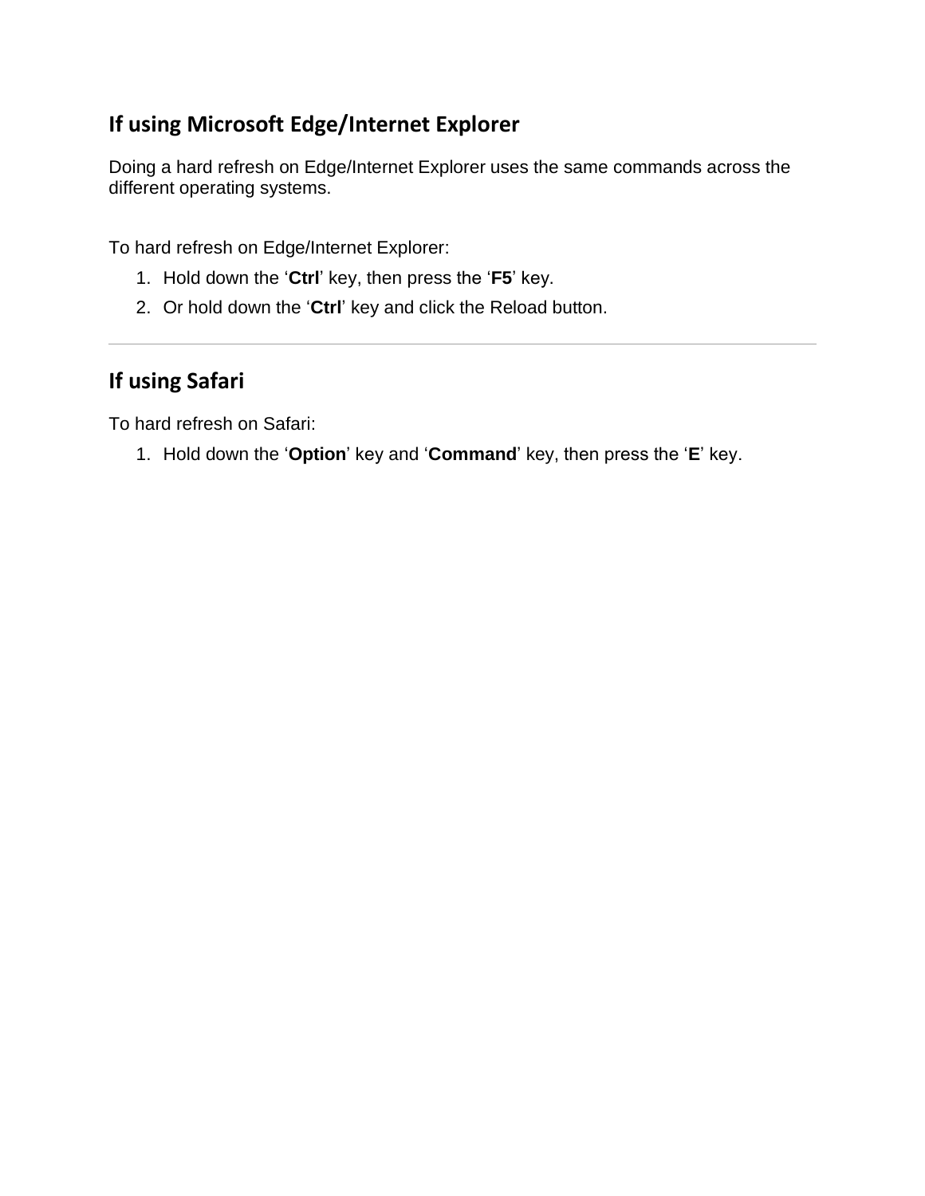## If using Microsoft Edge/Internet Explorer

Doing a hard refresh on Edge/Internet Explorer uses the same commands across the different operating systems.

To hard refresh on Edge/Internet Explorer:

1. Hold down the ‘**Ctrl**’ key, then press the ‘**F5**’ key.
2. Or hold down the ‘**Ctrl**’ key and click the Reload button.

---

## If using Safari

To hard refresh on Safari:

1. Hold down the ‘**Option**’ key and ‘**Command**’ key, then press the ‘**E**’ key.